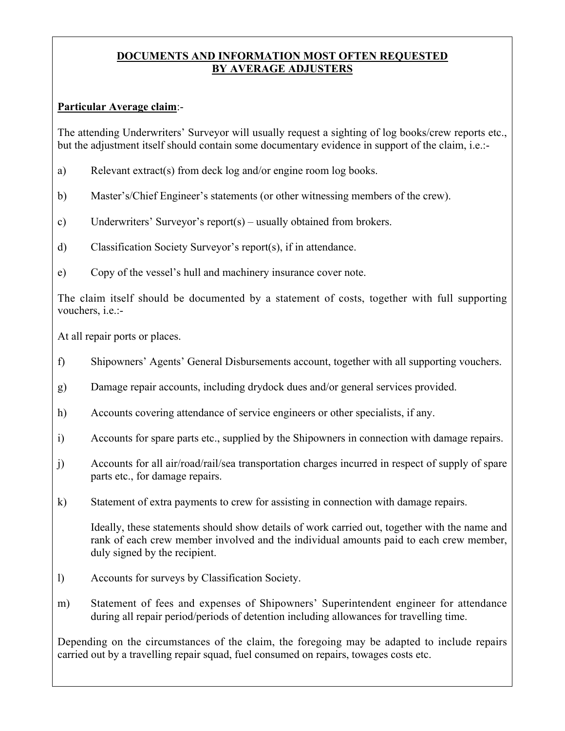# DOCUMENTS AND INFORMATION MOST OFTEN REQUESTED BY AVERAGE ADJUSTERS

**Particular Average claim**:-

The attending Underwriters' Surveyor will usually request a sighting of log books/crew reports etc., but the adjustment itself should contain some documentary evidence in support of the claim, i.e.:-

a) Relevant extract(s) from deck log and/or engine room log books.

b) Master's/Chief Engineer's statements (or other witnessing members of the crew).

c) Underwriters' Surveyor's report(s) – usually obtained from brokers.

d) Classification Society Surveyor's report(s), if in attendance.

e) Copy of the vessel's hull and machinery insurance cover note.

The claim itself should be documented by a statement of costs, together with full supporting vouchers, i.e.:-

At all repair ports or places.

f) Shipowners' Agents' General Disbursements account, together with all supporting vouchers.

g) Damage repair accounts, including drydock dues and/or general services provided.

h) Accounts covering attendance of service engineers or other specialists, if any.

i) Accounts for spare parts etc., supplied by the Shipowners in connection with damage repairs.

j) Accounts for all air/road/rail/sea transportation charges incurred in respect of supply of spare parts etc., for damage repairs.

k) Statement of extra payments to crew for assisting in connection with damage repairs.

   Ideally, these statements should show details of work carried out, together with the name and rank of each crew member involved and the individual amounts paid to each crew member, duly signed by the recipient.

l) Accounts for surveys by Classification Society.

m) Statement of fees and expenses of Shipowners' Superintendent engineer for attendance during all repair period/periods of detention including allowances for travelling time.

Depending on the circumstances of the claim, the foregoing may be adapted to include repairs carried out by a travelling repair squad, fuel consumed on repairs, towages costs etc.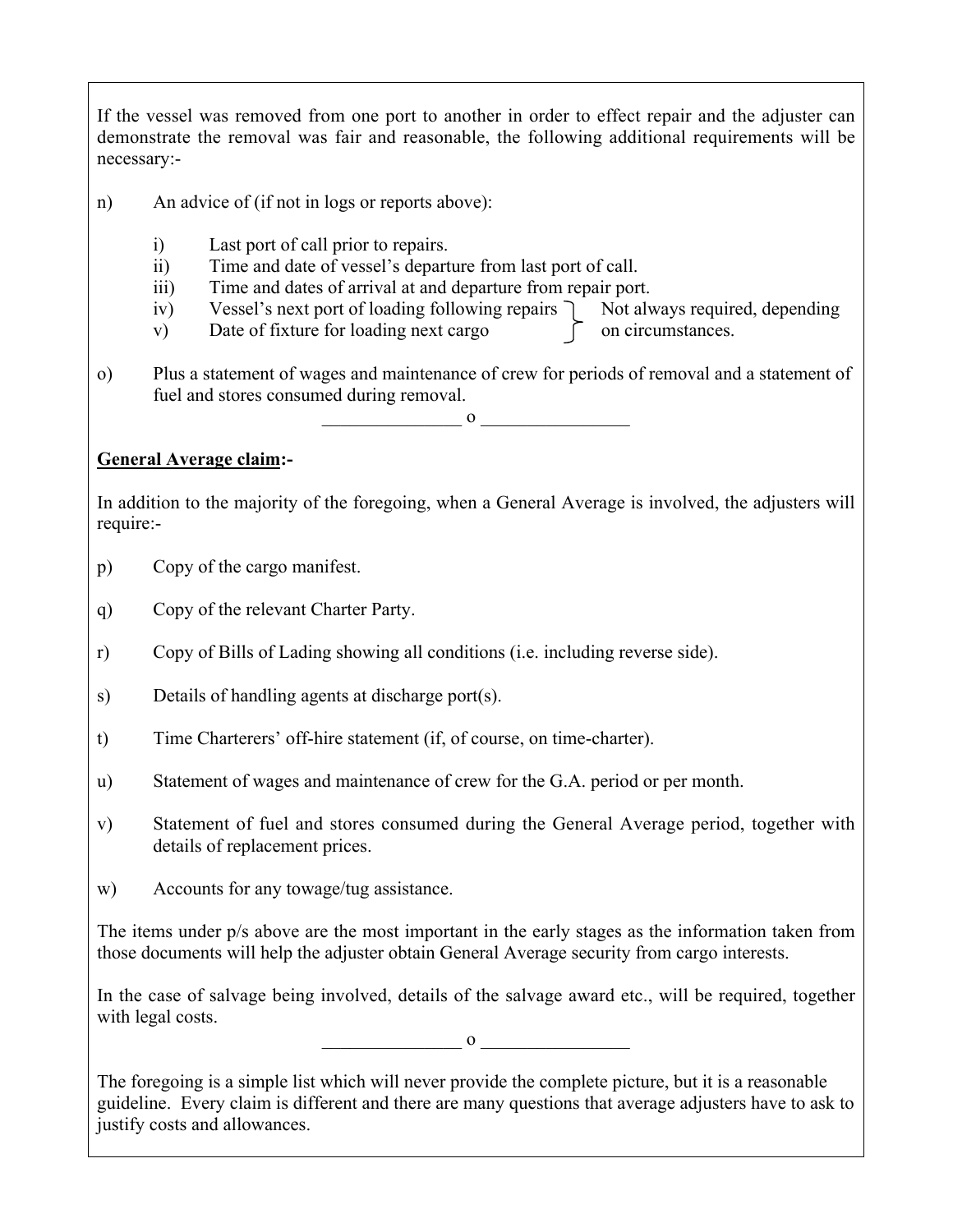If the vessel was removed from one port to another in order to effect repair and the adjuster can demonstrate the removal was fair and reasonable, the following additional requirements will be necessary:-

n) An advice of (if not in logs or reports above):

   i) Last port of call prior to repairs.
   ii) Time and date of vessel's departure from last port of call.
   iii) Time and dates of arrival at and departure from repair port.
   iv) Vessel's next port of loading following repairs
   v) Date of fixture for loading next cargo

   (iv and v: Not always required, depending on circumstances.)

o) Plus a statement of wages and maintenance of crew for periods of removal and a statement of fuel and stores consumed during removal.

_______________ o _______________

**General Average claim:-**

In addition to the majority of the foregoing, when a General Average is involved, the adjusters will require:-

p) Copy of the cargo manifest.

q) Copy of the relevant Charter Party.

r) Copy of Bills of Lading showing all conditions (i.e. including reverse side).

s) Details of handling agents at discharge port(s).

t) Time Charterers' off-hire statement (if, of course, on time-charter).

u) Statement of wages and maintenance of crew for the G.A. period or per month.

v) Statement of fuel and stores consumed during the General Average period, together with details of replacement prices.

w) Accounts for any towage/tug assistance.

The items under p/s above are the most important in the early stages as the information taken from those documents will help the adjuster obtain General Average security from cargo interests.

In the case of salvage being involved, details of the salvage award etc., will be required, together with legal costs.

_______________ o _______________

The foregoing is a simple list which will never provide the complete picture, but it is a reasonable guideline. Every claim is different and there are many questions that average adjusters have to ask to justify costs and allowances.